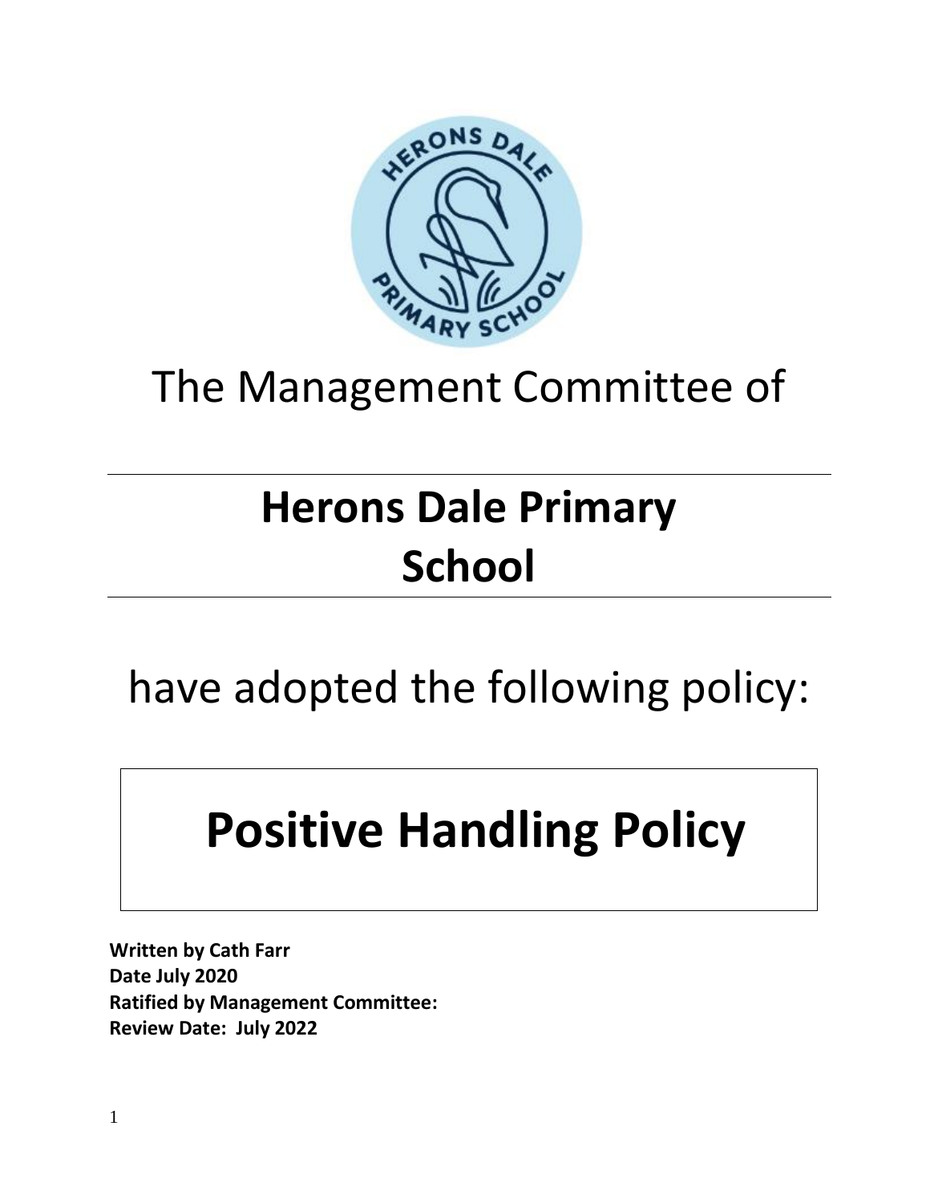The Management Committee of

# Herons Dale Primary School

have adopted the following policy:

# Positive Handling Policy

**Written by Cath Farr**
**Date July 2020**
**Ratified by Management Committee:**
**Review Date: July 2022**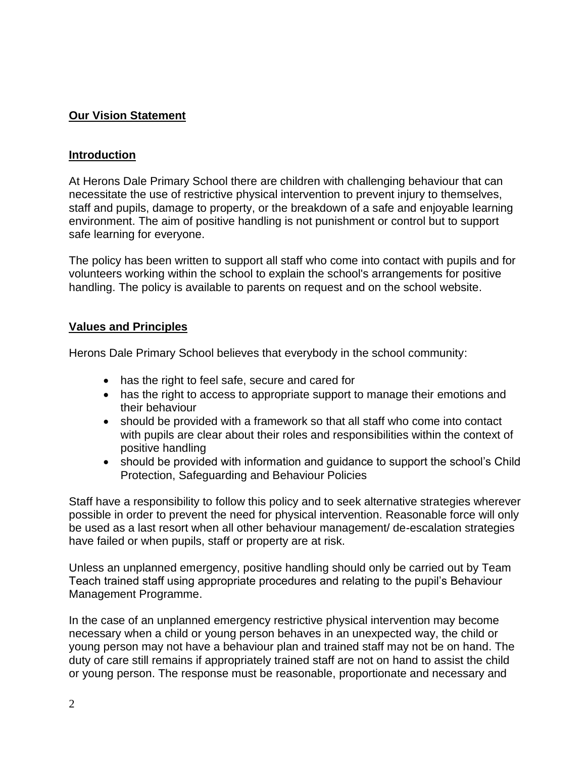## Our Vision Statement

## Introduction

At Herons Dale Primary School there are children with challenging behaviour that can necessitate the use of restrictive physical intervention to prevent injury to themselves, staff and pupils, damage to property, or the breakdown of a safe and enjoyable learning environment. The aim of positive handling is not punishment or control but to support safe learning for everyone.

The policy has been written to support all staff who come into contact with pupils and for volunteers working within the school to explain the school's arrangements for positive handling. The policy is available to parents on request and on the school website.

## Values and Principles

Herons Dale Primary School believes that everybody in the school community:

- has the right to feel safe, secure and cared for
- has the right to access to appropriate support to manage their emotions and their behaviour
- should be provided with a framework so that all staff who come into contact with pupils are clear about their roles and responsibilities within the context of positive handling
- should be provided with information and guidance to support the school's Child Protection, Safeguarding and Behaviour Policies

Staff have a responsibility to follow this policy and to seek alternative strategies wherever possible in order to prevent the need for physical intervention. Reasonable force will only be used as a last resort when all other behaviour management/ de-escalation strategies have failed or when pupils, staff or property are at risk.

Unless an unplanned emergency, positive handling should only be carried out by Team Teach trained staff using appropriate procedures and relating to the pupil's Behaviour Management Programme.

In the case of an unplanned emergency restrictive physical intervention may become necessary when a child or young person behaves in an unexpected way, the child or young person may not have a behaviour plan and trained staff may not be on hand. The duty of care still remains if appropriately trained staff are not on hand to assist the child or young person. The response must be reasonable, proportionate and necessary and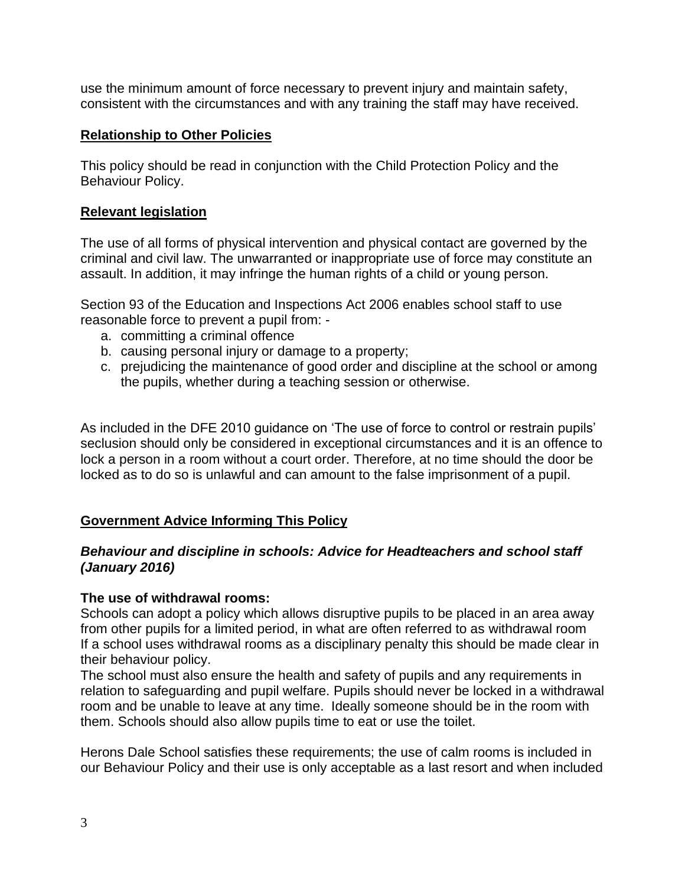use the minimum amount of force necessary to prevent injury and maintain safety, consistent with the circumstances and with any training the staff may have received.

## Relationship to Other Policies

This policy should be read in conjunction with the Child Protection Policy and the Behaviour Policy.

## Relevant legislation

The use of all forms of physical intervention and physical contact are governed by the criminal and civil law. The unwarranted or inappropriate use of force may constitute an assault. In addition, it may infringe the human rights of a child or young person.

Section 93 of the Education and Inspections Act 2006 enables school staff to use reasonable force to prevent a pupil from: -

a. committing a criminal offence
b. causing personal injury or damage to a property;
c. prejudicing the maintenance of good order and discipline at the school or among the pupils, whether during a teaching session or otherwise.

As included in the DFE 2010 guidance on 'The use of force to control or restrain pupils' seclusion should only be considered in exceptional circumstances and it is an offence to lock a person in a room without a court order. Therefore, at no time should the door be locked as to do so is unlawful and can amount to the false imprisonment of a pupil.

## Government Advice Informing This Policy

### *Behaviour and discipline in schools: Advice for Headteachers and school staff (January 2016)*

**The use of withdrawal rooms:**
Schools can adopt a policy which allows disruptive pupils to be placed in an area away from other pupils for a limited period, in what are often referred to as withdrawal room If a school uses withdrawal rooms as a disciplinary penalty this should be made clear in their behaviour policy.
The school must also ensure the health and safety of pupils and any requirements in relation to safeguarding and pupil welfare. Pupils should never be locked in a withdrawal room and be unable to leave at any time. Ideally someone should be in the room with them. Schools should also allow pupils time to eat or use the toilet.

Herons Dale School satisfies these requirements; the use of calm rooms is included in our Behaviour Policy and their use is only acceptable as a last resort and when included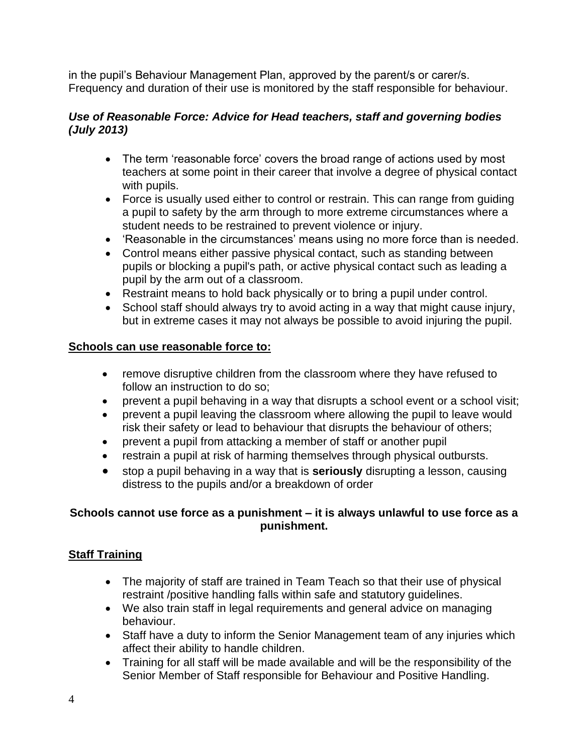in the pupil's Behaviour Management Plan, approved by the parent/s or carer/s. Frequency and duration of their use is monitored by the staff responsible for behaviour.

***Use of Reasonable Force: Advice for Head teachers, staff and governing bodies (July 2013)***

- The term 'reasonable force' covers the broad range of actions used by most teachers at some point in their career that involve a degree of physical contact with pupils.
- Force is usually used either to control or restrain. This can range from guiding a pupil to safety by the arm through to more extreme circumstances where a student needs to be restrained to prevent violence or injury.
- 'Reasonable in the circumstances' means using no more force than is needed.
- Control means either passive physical contact, such as standing between pupils or blocking a pupil's path, or active physical contact such as leading a pupil by the arm out of a classroom.
- Restraint means to hold back physically or to bring a pupil under control.
- School staff should always try to avoid acting in a way that might cause injury, but in extreme cases it may not always be possible to avoid injuring the pupil.

**Schools can use reasonable force to:**

- remove disruptive children from the classroom where they have refused to follow an instruction to do so;
- prevent a pupil behaving in a way that disrupts a school event or a school visit;
- prevent a pupil leaving the classroom where allowing the pupil to leave would risk their safety or lead to behaviour that disrupts the behaviour of others;
- prevent a pupil from attacking a member of staff or another pupil
- restrain a pupil at risk of harming themselves through physical outbursts.
- stop a pupil behaving in a way that is **seriously** disrupting a lesson, causing distress to the pupils and/or a breakdown of order

**Schools cannot use force as a punishment – it is always unlawful to use force as a punishment.**

**Staff Training**

- The majority of staff are trained in Team Teach so that their use of physical restraint /positive handling falls within safe and statutory guidelines.
- We also train staff in legal requirements and general advice on managing behaviour.
- Staff have a duty to inform the Senior Management team of any injuries which affect their ability to handle children.
- Training for all staff will be made available and will be the responsibility of the Senior Member of Staff responsible for Behaviour and Positive Handling.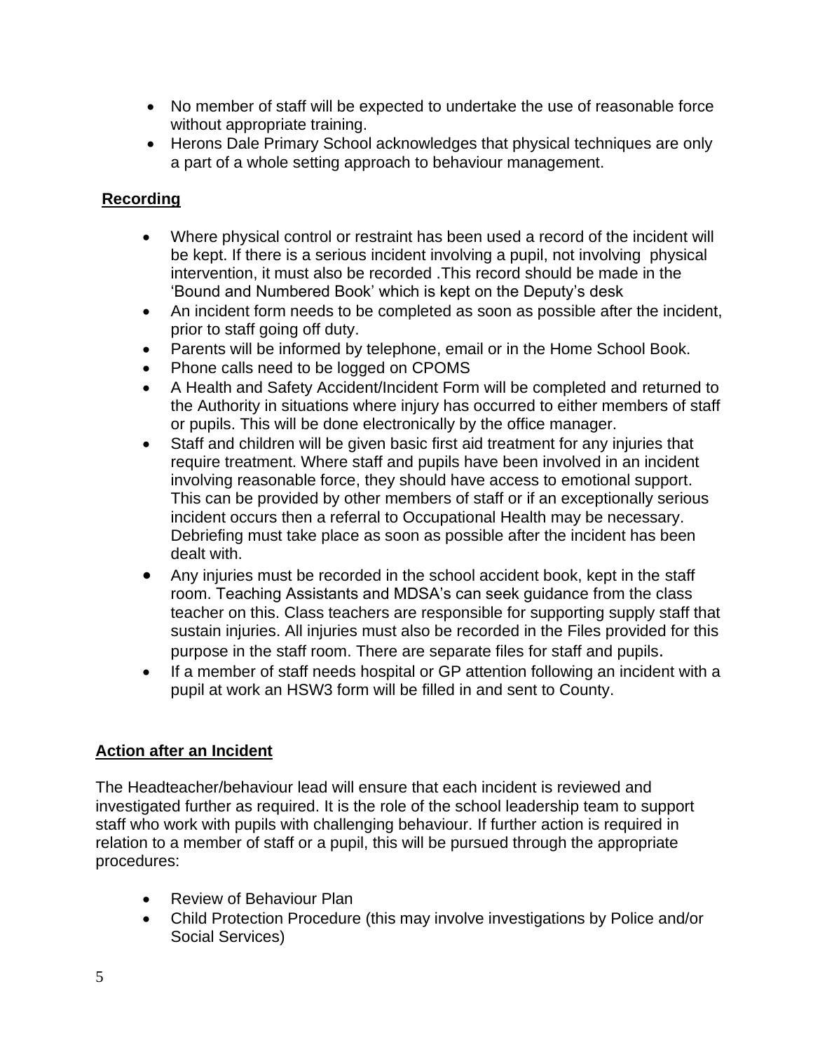- No member of staff will be expected to undertake the use of reasonable force without appropriate training.
- Herons Dale Primary School acknowledges that physical techniques are only a part of a whole setting approach to behaviour management.

## Recording

- Where physical control or restraint has been used a record of the incident will be kept. If there is a serious incident involving a pupil, not involving physical intervention, it must also be recorded .This record should be made in the 'Bound and Numbered Book' which is kept on the Deputy's desk
- An incident form needs to be completed as soon as possible after the incident, prior to staff going off duty.
- Parents will be informed by telephone, email or in the Home School Book.
- Phone calls need to be logged on CPOMS
- A Health and Safety Accident/Incident Form will be completed and returned to the Authority in situations where injury has occurred to either members of staff or pupils. This will be done electronically by the office manager.
- Staff and children will be given basic first aid treatment for any injuries that require treatment. Where staff and pupils have been involved in an incident involving reasonable force, they should have access to emotional support. This can be provided by other members of staff or if an exceptionally serious incident occurs then a referral to Occupational Health may be necessary. Debriefing must take place as soon as possible after the incident has been dealt with.
- Any injuries must be recorded in the school accident book, kept in the staff room. Teaching Assistants and MDSA's can seek guidance from the class teacher on this. Class teachers are responsible for supporting supply staff that sustain injuries. All injuries must also be recorded in the Files provided for this purpose in the staff room. There are separate files for staff and pupils.
- If a member of staff needs hospital or GP attention following an incident with a pupil at work an HSW3 form will be filled in and sent to County.

## Action after an Incident

The Headteacher/behaviour lead will ensure that each incident is reviewed and investigated further as required. It is the role of the school leadership team to support staff who work with pupils with challenging behaviour. If further action is required in relation to a member of staff or a pupil, this will be pursued through the appropriate procedures:

- Review of Behaviour Plan
- Child Protection Procedure (this may involve investigations by Police and/or Social Services)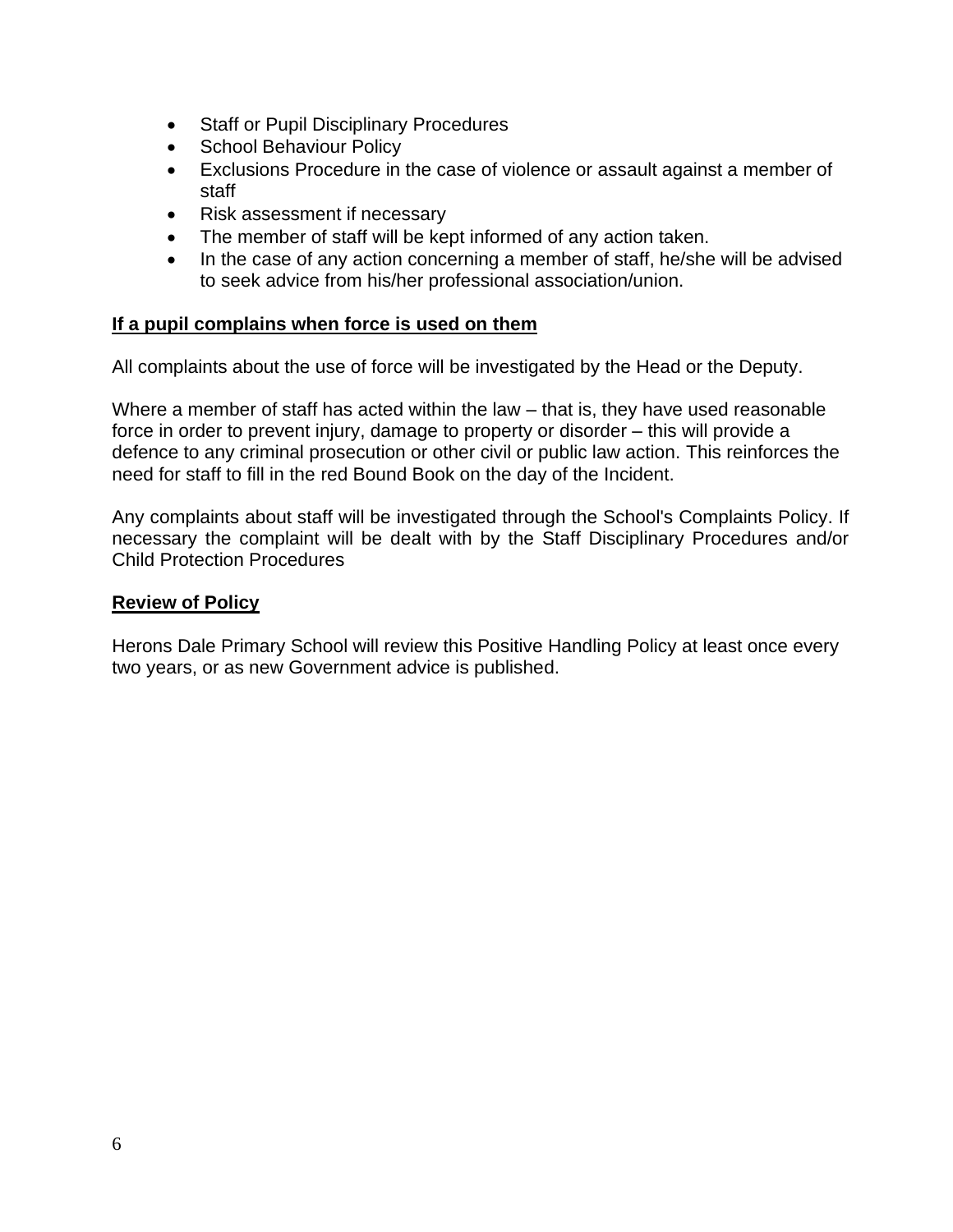- Staff or Pupil Disciplinary Procedures
- School Behaviour Policy
- Exclusions Procedure in the case of violence or assault against a member of staff
- Risk assessment if necessary
- The member of staff will be kept informed of any action taken.
- In the case of any action concerning a member of staff, he/she will be advised to seek advice from his/her professional association/union.

**<u>If a pupil complains when force is used on them</u>**

All complaints about the use of force will be investigated by the Head or the Deputy.

Where a member of staff has acted within the law – that is, they have used reasonable force in order to prevent injury, damage to property or disorder – this will provide a defence to any criminal prosecution or other civil or public law action. This reinforces the need for staff to fill in the red Bound Book on the day of the Incident.

Any complaints about staff will be investigated through the School's Complaints Policy. If necessary the complaint will be dealt with by the Staff Disciplinary Procedures and/or Child Protection Procedures

**<u>Review of Policy</u>**

Herons Dale Primary School will review this Positive Handling Policy at least once every two years, or as new Government advice is published.